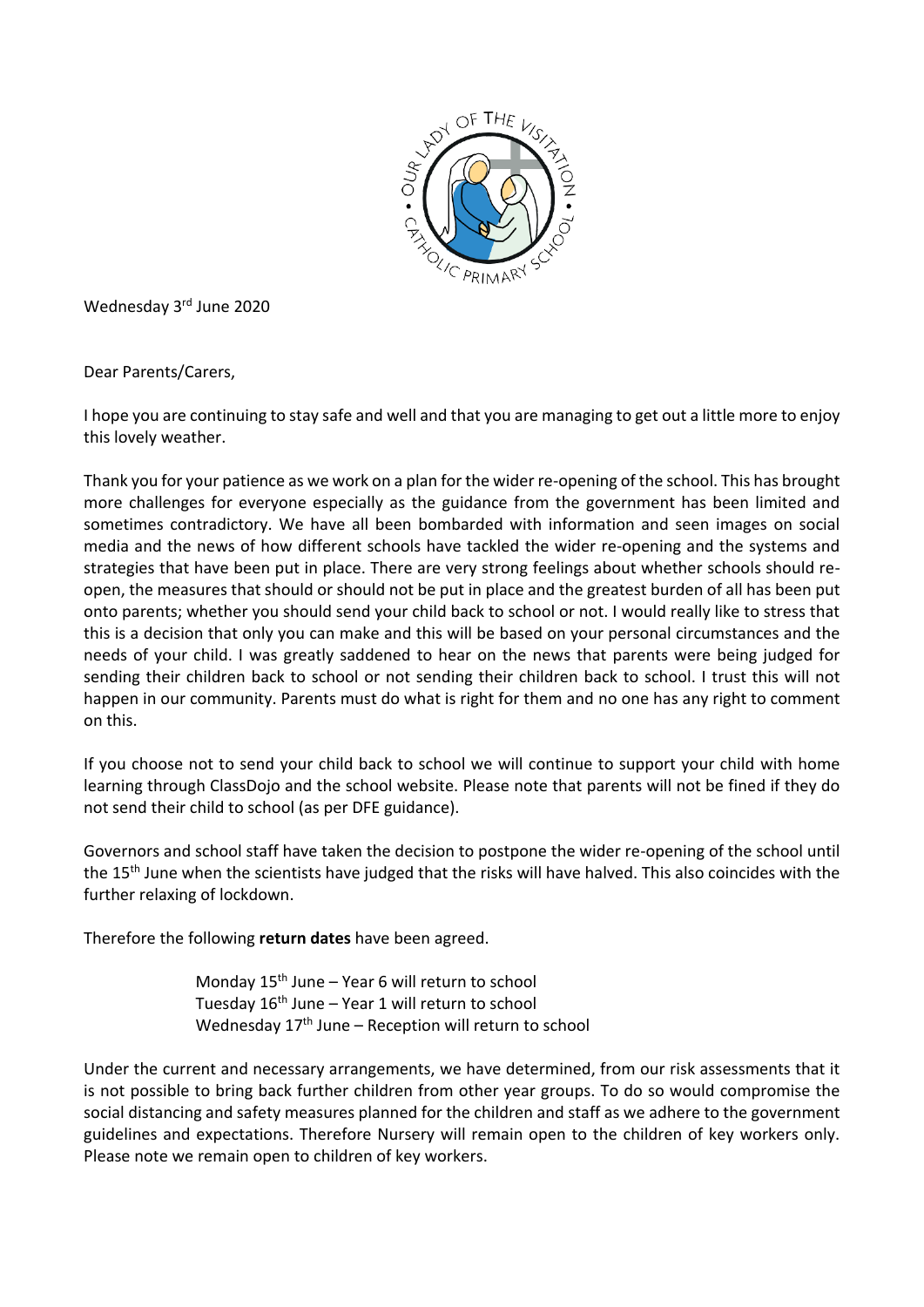Wednesday 3rd June 2020

Dear Parents/Carers,

I hope you are continuing to stay safe and well and that you are managing to get out a little more to enjoy this lovely weather.

Thank you for your patience as we work on a plan for the wider re-opening of the school. This has brought more challenges for everyone especially as the guidance from the government has been limited and sometimes contradictory. We have all been bombarded with information and seen images on social media and the news of how different schools have tackled the wider re-opening and the systems and strategies that have been put in place. There are very strong feelings about whether schools should re-open, the measures that should or should not be put in place and the greatest burden of all has been put onto parents; whether you should send your child back to school or not. I would really like to stress that this is a decision that only you can make and this will be based on your personal circumstances and the needs of your child. I was greatly saddened to hear on the news that parents were being judged for sending their children back to school or not sending their children back to school. I trust this will not happen in our community. Parents must do what is right for them and no one has any right to comment on this.

If you choose not to send your child back to school we will continue to support your child with home learning through ClassDojo and the school website. Please note that parents will not be fined if they do not send their child to school (as per DFE guidance).

Governors and school staff have taken the decision to postpone the wider re-opening of the school until the 15th June when the scientists have judged that the risks will have halved. This also coincides with the further relaxing of lockdown.

Therefore the following **return dates** have been agreed.

Monday 15th June – Year 6 will return to school
Tuesday 16th June – Year 1 will return to school
Wednesday 17th June – Reception will return to school

Under the current and necessary arrangements, we have determined, from our risk assessments that it is not possible to bring back further children from other year groups. To do so would compromise the social distancing and safety measures planned for the children and staff as we adhere to the government guidelines and expectations. Therefore Nursery will remain open to the children of key workers only. Please note we remain open to children of key workers.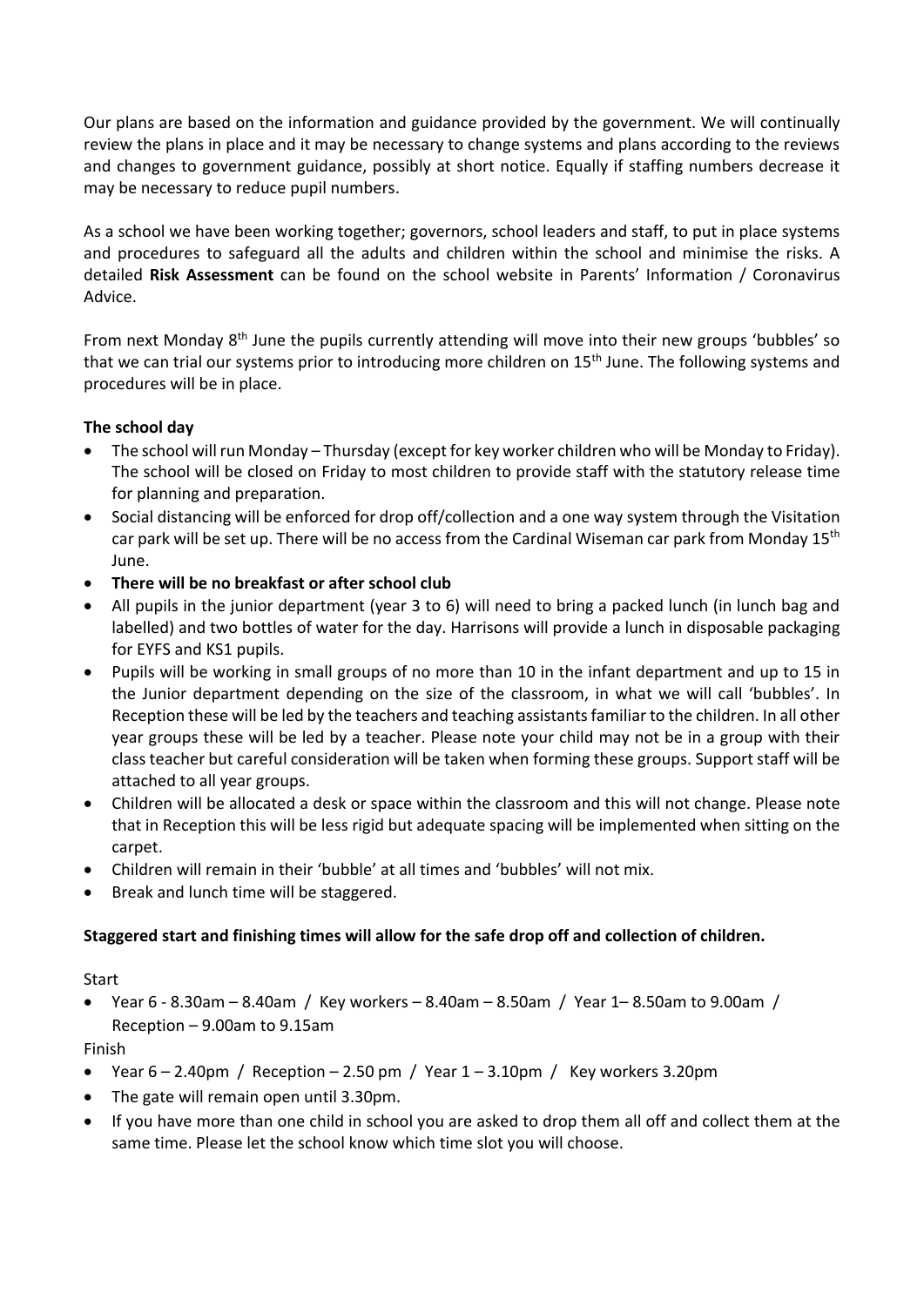Our plans are based on the information and guidance provided by the government. We will continually review the plans in place and it may be necessary to change systems and plans according to the reviews and changes to government guidance, possibly at short notice. Equally if staffing numbers decrease it may be necessary to reduce pupil numbers.

As a school we have been working together; governors, school leaders and staff, to put in place systems and procedures to safeguard all the adults and children within the school and minimise the risks. A detailed **Risk Assessment** can be found on the school website in Parents' Information / Coronavirus Advice.

From next Monday 8th June the pupils currently attending will move into their new groups 'bubbles' so that we can trial our systems prior to introducing more children on 15th June. The following systems and procedures will be in place.

**The school day**

- The school will run Monday – Thursday (except for key worker children who will be Monday to Friday). The school will be closed on Friday to most children to provide staff with the statutory release time for planning and preparation.
- Social distancing will be enforced for drop off/collection and a one way system through the Visitation car park will be set up. There will be no access from the Cardinal Wiseman car park from Monday 15th June.
- **There will be no breakfast or after school club**
- All pupils in the junior department (year 3 to 6) will need to bring a packed lunch (in lunch bag and labelled) and two bottles of water for the day. Harrisons will provide a lunch in disposable packaging for EYFS and KS1 pupils.
- Pupils will be working in small groups of no more than 10 in the infant department and up to 15 in the Junior department depending on the size of the classroom, in what we will call 'bubbles'. In Reception these will be led by the teachers and teaching assistants familiar to the children. In all other year groups these will be led by a teacher. Please note your child may not be in a group with their class teacher but careful consideration will be taken when forming these groups. Support staff will be attached to all year groups.
- Children will be allocated a desk or space within the classroom and this will not change. Please note that in Reception this will be less rigid but adequate spacing will be implemented when sitting on the carpet.
- Children will remain in their 'bubble' at all times and 'bubbles' will not mix.
- Break and lunch time will be staggered.

**Staggered start and finishing times will allow for the safe drop off and collection of children.**

Start

- Year 6 - 8.30am – 8.40am / Key workers – 8.40am – 8.50am / Year 1– 8.50am to 9.00am / Reception – 9.00am to 9.15am

Finish

- Year 6 – 2.40pm / Reception – 2.50 pm / Year 1 – 3.10pm / Key workers 3.20pm
- The gate will remain open until 3.30pm.
- If you have more than one child in school you are asked to drop them all off and collect them at the same time. Please let the school know which time slot you will choose.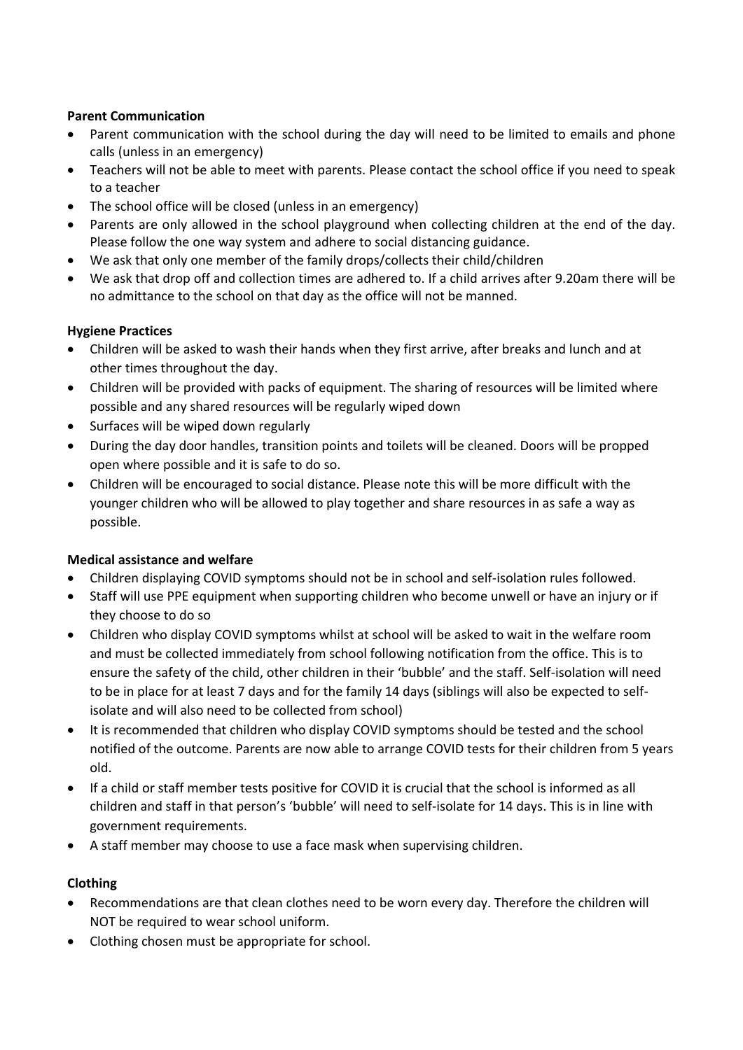**Parent Communication**

- Parent communication with the school during the day will need to be limited to emails and phone calls (unless in an emergency)
- Teachers will not be able to meet with parents. Please contact the school office if you need to speak to a teacher
- The school office will be closed (unless in an emergency)
- Parents are only allowed in the school playground when collecting children at the end of the day. Please follow the one way system and adhere to social distancing guidance.
- We ask that only one member of the family drops/collects their child/children
- We ask that drop off and collection times are adhered to. If a child arrives after 9.20am there will be no admittance to the school on that day as the office will not be manned.

**Hygiene Practices**

- Children will be asked to wash their hands when they first arrive, after breaks and lunch and at other times throughout the day.
- Children will be provided with packs of equipment. The sharing of resources will be limited where possible and any shared resources will be regularly wiped down
- Surfaces will be wiped down regularly
- During the day door handles, transition points and toilets will be cleaned. Doors will be propped open where possible and it is safe to do so.
- Children will be encouraged to social distance. Please note this will be more difficult with the younger children who will be allowed to play together and share resources in as safe a way as possible.

**Medical assistance and welfare**

- Children displaying COVID symptoms should not be in school and self-isolation rules followed.
- Staff will use PPE equipment when supporting children who become unwell or have an injury or if they choose to do so
- Children who display COVID symptoms whilst at school will be asked to wait in the welfare room and must be collected immediately from school following notification from the office. This is to ensure the safety of the child, other children in their 'bubble' and the staff. Self-isolation will need to be in place for at least 7 days and for the family 14 days (siblings will also be expected to self-isolate and will also need to be collected from school)
- It is recommended that children who display COVID symptoms should be tested and the school notified of the outcome. Parents are now able to arrange COVID tests for their children from 5 years old.
- If a child or staff member tests positive for COVID it is crucial that the school is informed as all children and staff in that person's 'bubble' will need to self-isolate for 14 days. This is in line with government requirements.
- A staff member may choose to use a face mask when supervising children.

**Clothing**

- Recommendations are that clean clothes need to be worn every day. Therefore the children will NOT be required to wear school uniform.
- Clothing chosen must be appropriate for school.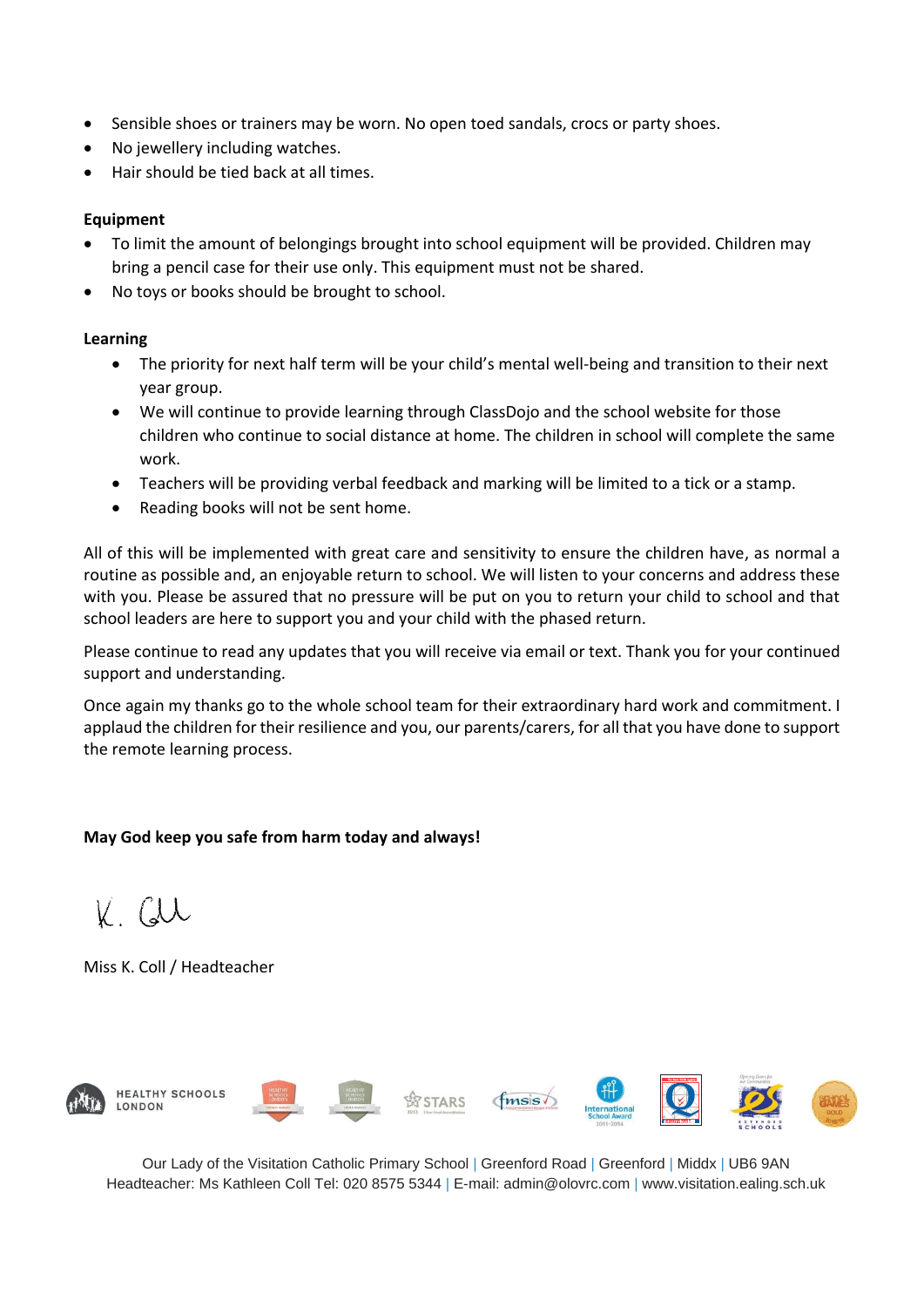- Sensible shoes or trainers may be worn. No open toed sandals, crocs or party shoes.
- No jewellery including watches.
- Hair should be tied back at all times.

**Equipment**

- To limit the amount of belongings brought into school equipment will be provided. Children may bring a pencil case for their use only. This equipment must not be shared.
- No toys or books should be brought to school.

**Learning**

- The priority for next half term will be your child's mental well-being and transition to their next year group.
- We will continue to provide learning through ClassDojo and the school website for those children who continue to social distance at home. The children in school will complete the same work.
- Teachers will be providing verbal feedback and marking will be limited to a tick or a stamp.
- Reading books will not be sent home.

All of this will be implemented with great care and sensitivity to ensure the children have, as normal a routine as possible and, an enjoyable return to school. We will listen to your concerns and address these with you. Please be assured that no pressure will be put on you to return your child to school and that school leaders are here to support you and your child with the phased return.

Please continue to read any updates that you will receive via email or text. Thank you for your continued support and understanding.

Once again my thanks go to the whole school team for their extraordinary hard work and commitment. I applaud the children for their resilience and you, our parents/carers, for all that you have done to support the remote learning process.

**May God keep you safe from harm today and always!**

K. Coll

Miss K. Coll / Headteacher

Our Lady of the Visitation Catholic Primary School | Greenford Road | Greenford | Middx | UB6 9AN
Headteacher: Ms Kathleen Coll Tel: 020 8575 5344 | E-mail: admin@olovrc.com | www.visitation.ealing.sch.uk